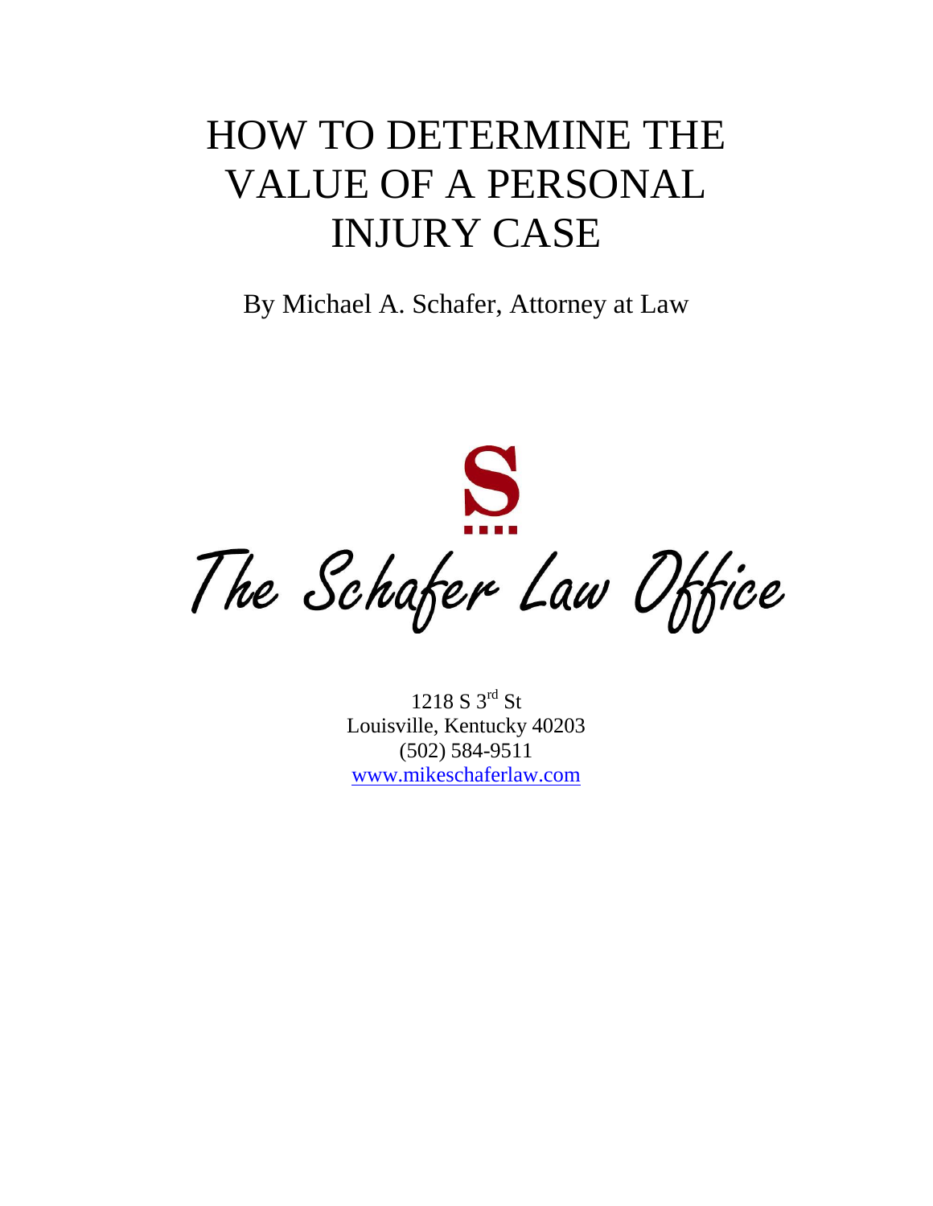# HOW TO DETERMINE THE VALUE OF A PERSONAL INJURY CASE

By Michael A. Schafer, Attorney at Law

S

The Schafer Law Office

1218 S 3rd St
Louisville, Kentucky 40203
(502) 584-9511
www.mikeschaferlaw.com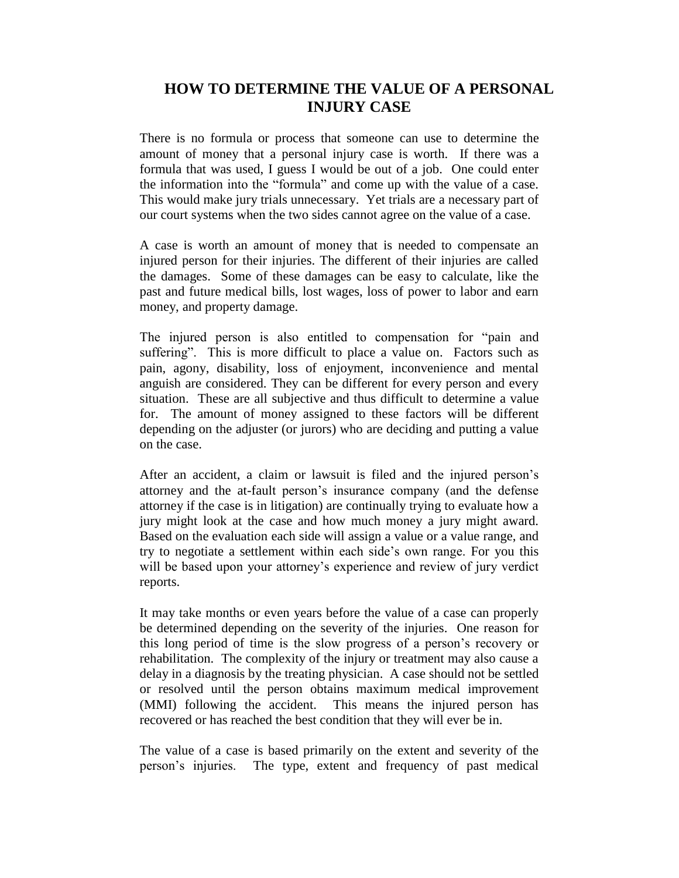# HOW TO DETERMINE THE VALUE OF A PERSONAL INJURY CASE

There is no formula or process that someone can use to determine the amount of money that a personal injury case is worth. If there was a formula that was used, I guess I would be out of a job. One could enter the information into the "formula" and come up with the value of a case. This would make jury trials unnecessary. Yet trials are a necessary part of our court systems when the two sides cannot agree on the value of a case.

A case is worth an amount of money that is needed to compensate an injured person for their injuries. The different of their injuries are called the damages. Some of these damages can be easy to calculate, like the past and future medical bills, lost wages, loss of power to labor and earn money, and property damage.

The injured person is also entitled to compensation for "pain and suffering". This is more difficult to place a value on. Factors such as pain, agony, disability, loss of enjoyment, inconvenience and mental anguish are considered. They can be different for every person and every situation. These are all subjective and thus difficult to determine a value for. The amount of money assigned to these factors will be different depending on the adjuster (or jurors) who are deciding and putting a value on the case.

After an accident, a claim or lawsuit is filed and the injured person's attorney and the at-fault person's insurance company (and the defense attorney if the case is in litigation) are continually trying to evaluate how a jury might look at the case and how much money a jury might award. Based on the evaluation each side will assign a value or a value range, and try to negotiate a settlement within each side's own range. For you this will be based upon your attorney's experience and review of jury verdict reports.

It may take months or even years before the value of a case can properly be determined depending on the severity of the injuries. One reason for this long period of time is the slow progress of a person's recovery or rehabilitation. The complexity of the injury or treatment may also cause a delay in a diagnosis by the treating physician. A case should not be settled or resolved until the person obtains maximum medical improvement (MMI) following the accident. This means the injured person has recovered or has reached the best condition that they will ever be in.

The value of a case is based primarily on the extent and severity of the person's injuries. The type, extent and frequency of past medical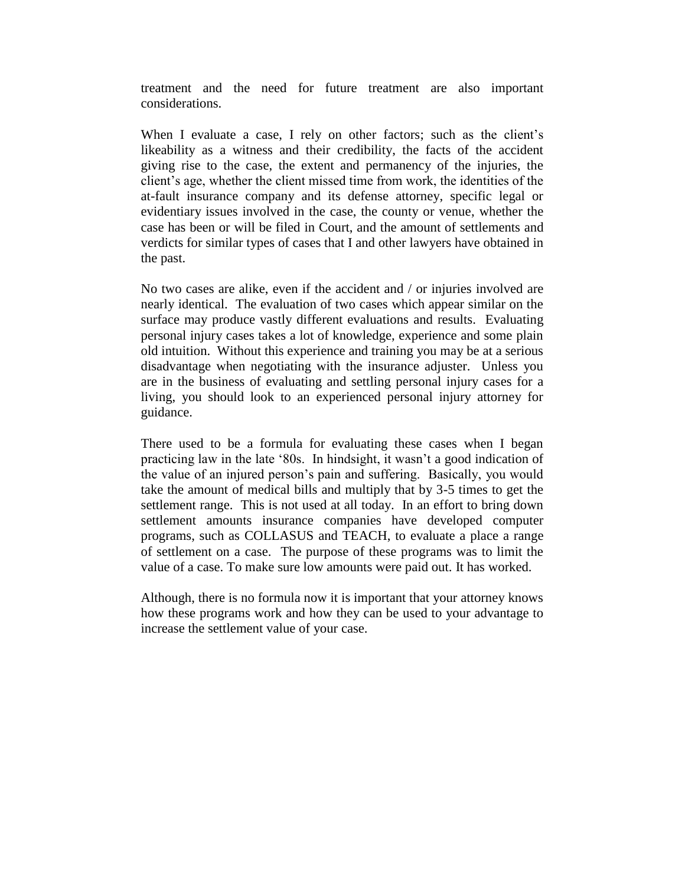treatment and the need for future treatment are also important considerations.

When I evaluate a case, I rely on other factors; such as the client's likeability as a witness and their credibility, the facts of the accident giving rise to the case, the extent and permanency of the injuries, the client's age, whether the client missed time from work, the identities of the at-fault insurance company and its defense attorney, specific legal or evidentiary issues involved in the case, the county or venue, whether the case has been or will be filed in Court, and the amount of settlements and verdicts for similar types of cases that I and other lawyers have obtained in the past.

No two cases are alike, even if the accident and / or injuries involved are nearly identical. The evaluation of two cases which appear similar on the surface may produce vastly different evaluations and results. Evaluating personal injury cases takes a lot of knowledge, experience and some plain old intuition. Without this experience and training you may be at a serious disadvantage when negotiating with the insurance adjuster. Unless you are in the business of evaluating and settling personal injury cases for a living, you should look to an experienced personal injury attorney for guidance.

There used to be a formula for evaluating these cases when I began practicing law in the late '80s. In hindsight, it wasn't a good indication of the value of an injured person's pain and suffering. Basically, you would take the amount of medical bills and multiply that by 3-5 times to get the settlement range. This is not used at all today. In an effort to bring down settlement amounts insurance companies have developed computer programs, such as COLLASUS and TEACH, to evaluate a place a range of settlement on a case. The purpose of these programs was to limit the value of a case. To make sure low amounts were paid out. It has worked.

Although, there is no formula now it is important that your attorney knows how these programs work and how they can be used to your advantage to increase the settlement value of your case.